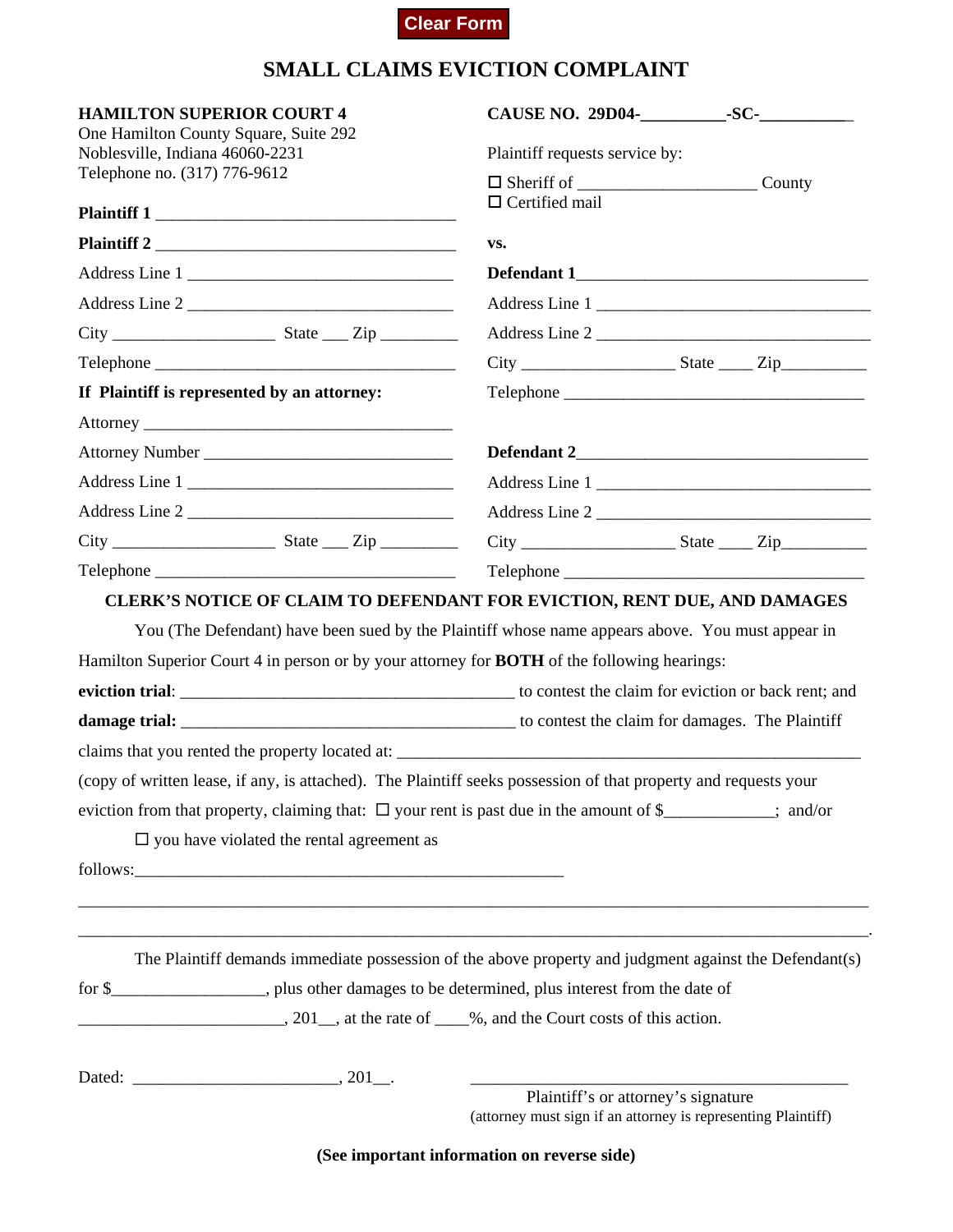Clear Form

# SMALL CLAIMS EVICTION COMPLAINT

**HAMILTON SUPERIOR COURT 4**
One Hamilton County Square, Suite 292
Noblesville, Indiana 46060-2231
Telephone no. (317) 776-9612

**CAUSE NO. 29D04-__________-SC-___________**

Plaintiff requests service by:

☐ Sheriff of _____________________ County
☐ Certified mail

**Plaintiff 1** ___________________________________

**Plaintiff 2** ___________________________________

Address Line 1 _______________________________

Address Line 2 _______________________________

City ___________________ State ___ Zip _________

Telephone ___________________________________

**If Plaintiff is represented by an attorney:**

Attorney ____________________________________

Attorney Number _____________________________

Address Line 1 _______________________________

Address Line 2 _______________________________

City ___________________ State ___ Zip _________

Telephone ___________________________________

**vs.**

**Defendant 1**__________________________________

Address Line 1 _______________________________

Address Line 2 _______________________________

City _________________ State ____ Zip__________

Telephone ___________________________________

**Defendant 2**__________________________________

Address Line 1 _______________________________

Address Line 2 _______________________________

City _________________ State ____ Zip__________

Telephone ___________________________________

## CLERK'S NOTICE OF CLAIM TO DEFENDANT FOR EVICTION, RENT DUE, AND DAMAGES

You (The Defendant) have been sued by the Plaintiff whose name appears above. You must appear in Hamilton Superior Court 4 in person or by your attorney for **BOTH** of the following hearings:

**eviction trial**: _______________________________________ to contest the claim for eviction or back rent; and

**damage trial:** _______________________________________ to contest the claim for damages. The Plaintiff claims that you rented the property located at: _________________________________________________________ (copy of written lease, if any, is attached). The Plaintiff seeks possession of that property and requests your eviction from that property, claiming that: ☐ your rent is past due in the amount of $_____________; and/or

☐ you have violated the rental agreement as follows:_____________________________________________________

_____________________________________________________________________________________________

_____________________________________________________________________________________________.

The Plaintiff demands immediate possession of the above property and judgment against the Defendant(s) for $__________________, plus other damages to be determined, plus interest from the date of ________________________, 201__, at the rate of ____%, and the Court costs of this action.

Dated: ________________________, 201__.

______________________________________________
Plaintiff's or attorney's signature
(attorney must sign if an attorney is representing Plaintiff)

**(See important information on reverse side)**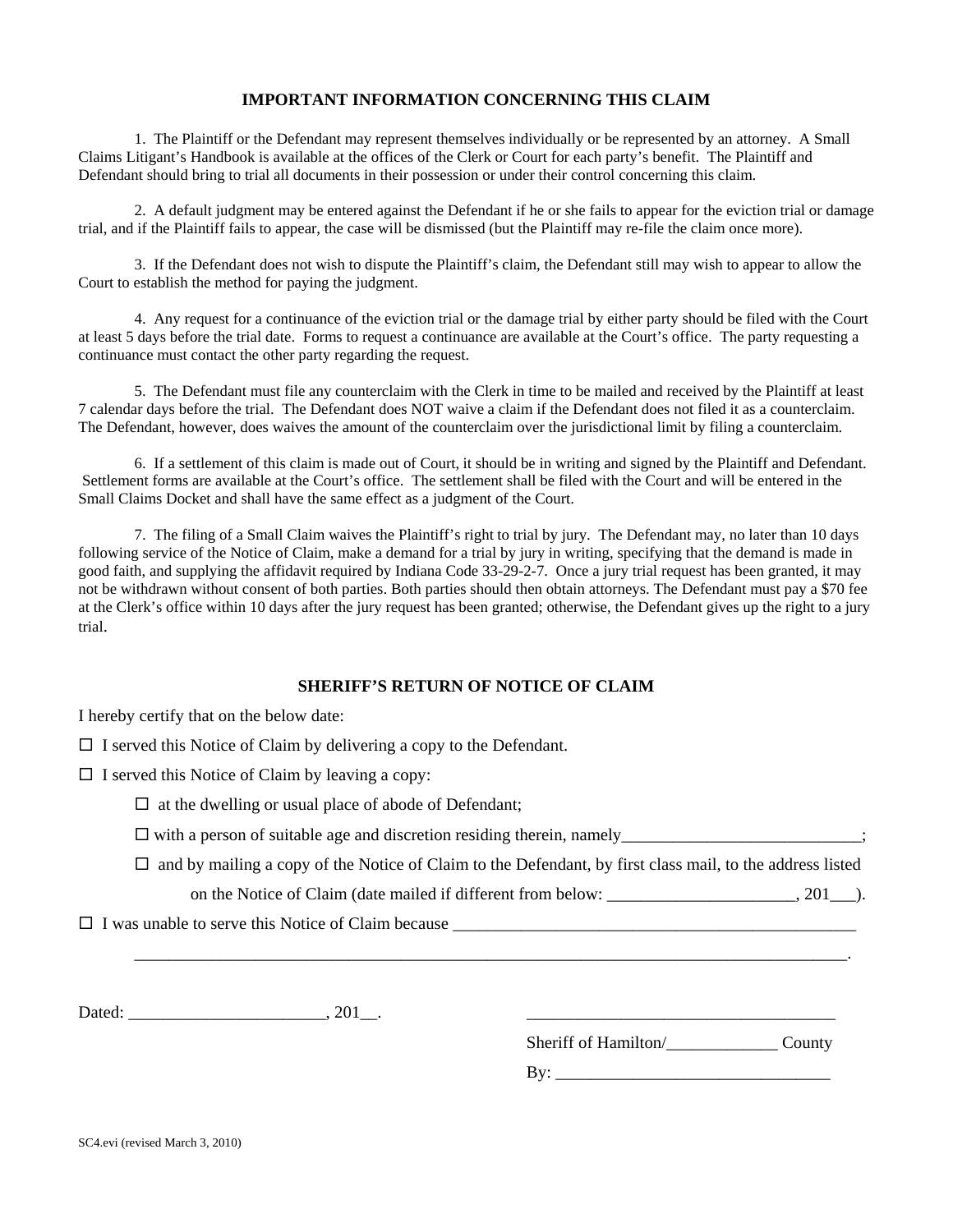## IMPORTANT INFORMATION CONCERNING THIS CLAIM

1. The Plaintiff or the Defendant may represent themselves individually or be represented by an attorney. A Small Claims Litigant's Handbook is available at the offices of the Clerk or Court for each party's benefit. The Plaintiff and Defendant should bring to trial all documents in their possession or under their control concerning this claim.

2. A default judgment may be entered against the Defendant if he or she fails to appear for the eviction trial or damage trial, and if the Plaintiff fails to appear, the case will be dismissed (but the Plaintiff may re-file the claim once more).

3. If the Defendant does not wish to dispute the Plaintiff's claim, the Defendant still may wish to appear to allow the Court to establish the method for paying the judgment.

4. Any request for a continuance of the eviction trial or the damage trial by either party should be filed with the Court at least 5 days before the trial date. Forms to request a continuance are available at the Court's office. The party requesting a continuance must contact the other party regarding the request.

5. The Defendant must file any counterclaim with the Clerk in time to be mailed and received by the Plaintiff at least 7 calendar days before the trial. The Defendant does NOT waive a claim if the Defendant does not filed it as a counterclaim. The Defendant, however, does waives the amount of the counterclaim over the jurisdictional limit by filing a counterclaim.

6. If a settlement of this claim is made out of Court, it should be in writing and signed by the Plaintiff and Defendant. Settlement forms are available at the Court's office. The settlement shall be filed with the Court and will be entered in the Small Claims Docket and shall have the same effect as a judgment of the Court.

7. The filing of a Small Claim waives the Plaintiff's right to trial by jury. The Defendant may, no later than 10 days following service of the Notice of Claim, make a demand for a trial by jury in writing, specifying that the demand is made in good faith, and supplying the affidavit required by Indiana Code 33-29-2-7. Once a jury trial request has been granted, it may not be withdrawn without consent of both parties. Both parties should then obtain attorneys. The Defendant must pay a $70 fee at the Clerk's office within 10 days after the jury request has been granted; otherwise, the Defendant gives up the right to a jury trial.

## SHERIFF'S RETURN OF NOTICE OF CLAIM

I hereby certify that on the below date:

☐ I served this Notice of Claim by delivering a copy to the Defendant.

☐ I served this Notice of Claim by leaving a copy:

- ☐ at the dwelling or usual place of abode of Defendant;
- ☐ with a person of suitable age and discretion residing therein, namely____________________________;
- ☐ and by mailing a copy of the Notice of Claim to the Defendant, by first class mail, to the address listed on the Notice of Claim (date mailed if different from below: ______________________, 201___).

☐ I was unable to serve this Notice of Claim because _________________________________________________

_________________________________________________________________________________________.

Dated: _______________________, 201__.

_____________________________________

Sheriff of Hamilton/_____________ County

By: ________________________________

SC4.evi (revised March 3, 2010)